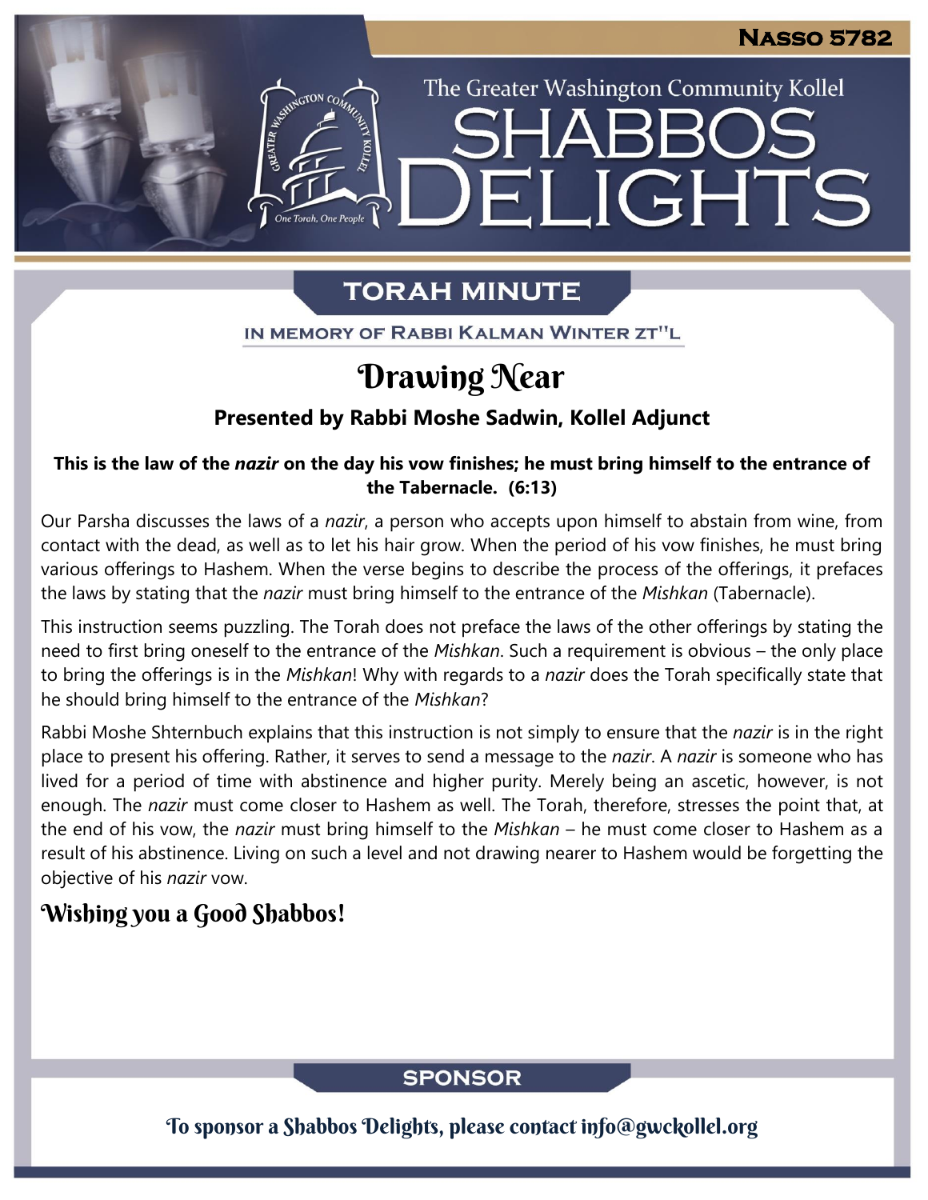**Nasso 5782**

The Greater Washington Community Kollel

# Shabbos Delights

## Torah Minute

In Memory of Rabbi Kalman Winter zt"l

# Drawing Near

### Presented by Rabbi Moshe Sadwin, Kollel Adjunct

**This is the law of the *nazir* on the day his vow finishes; he must bring himself to the entrance of the Tabernacle. (6:13)**

Our Parsha discusses the laws of a *nazir*, a person who accepts upon himself to abstain from wine, from contact with the dead, as well as to let his hair grow. When the period of his vow finishes, he must bring various offerings to Hashem. When the verse begins to describe the process of the offerings, it prefaces the laws by stating that the *nazir* must bring himself to the entrance of the *Mishkan* (Tabernacle).

This instruction seems puzzling. The Torah does not preface the laws of the other offerings by stating the need to first bring oneself to the entrance of the *Mishkan*. Such a requirement is obvious – the only place to bring the offerings is in the *Mishkan*! Why with regards to a *nazir* does the Torah specifically state that he should bring himself to the entrance of the *Mishkan*?

Rabbi Moshe Shternbuch explains that this instruction is not simply to ensure that the *nazir* is in the right place to present his offering. Rather, it serves to send a message to the *nazir*. A *nazir* is someone who has lived for a period of time with abstinence and higher purity. Merely being an ascetic, however, is not enough. The *nazir* must come closer to Hashem as well. The Torah, therefore, stresses the point that, at the end of his vow, the *nazir* must bring himself to the *Mishkan* – he must come closer to Hashem as a result of his abstinence. Living on such a level and not drawing nearer to Hashem would be forgetting the objective of his *nazir* vow.

### Wishing you a Good Shabbos!

## Sponsor

To sponsor a Shabbos Delights, please contact info@gwckollel.org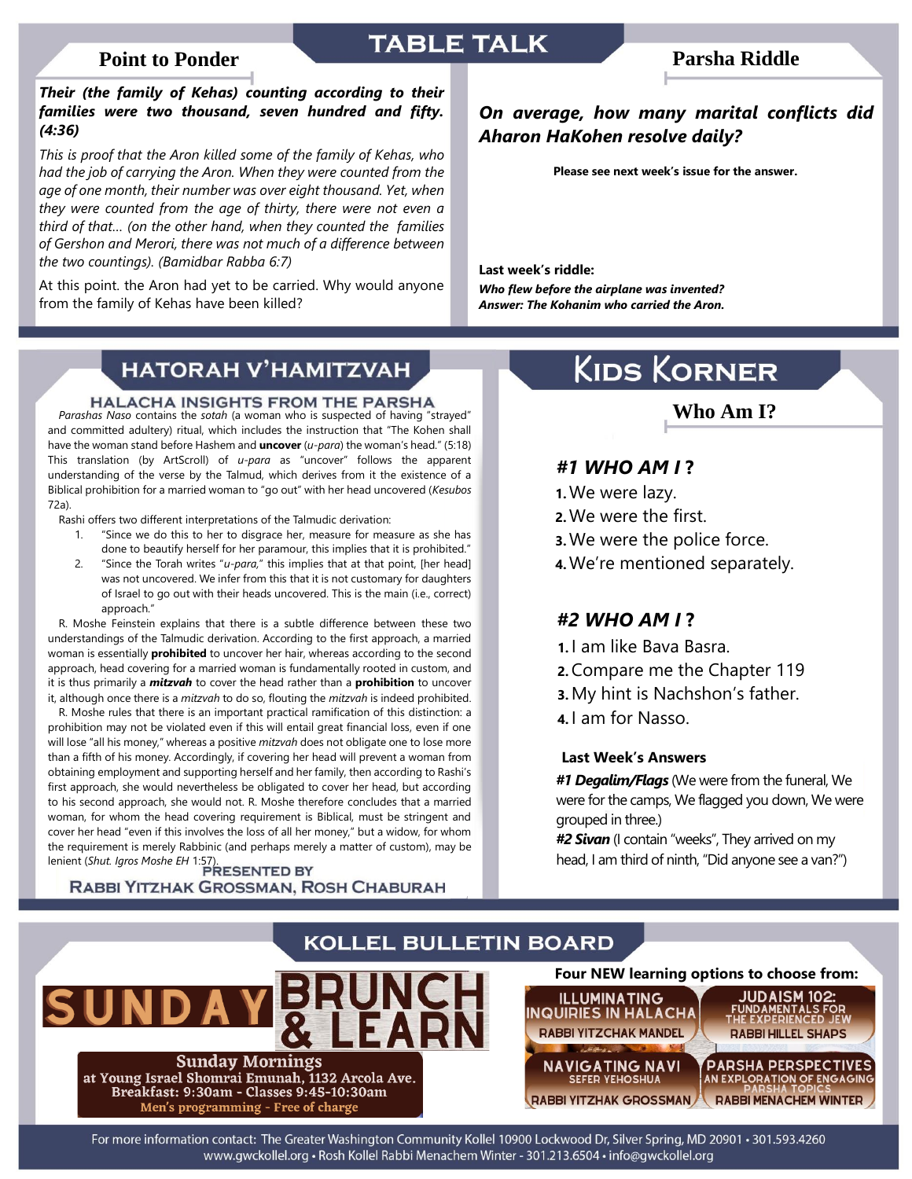# TABLE TALK

## Point to Ponder

***Their (the family of Kehas) counting according to their families were two thousand, seven hundred and fifty. (4:36)***

*This is proof that the Aron killed some of the family of Kehas, who had the job of carrying the Aron. When they were counted from the age of one month, their number was over eight thousand. Yet, when they were counted from the age of thirty, there were not even a third of that… (on the other hand, when they counted the families of Gershon and Merori, there was not much of a difference between the two countings). (Bamidbar Rabba 6:7)*

At this point. the Aron had yet to be carried. Why would anyone from the family of Kehas have been killed?

## Parsha Riddle

***On average, how many marital conflicts did Aharon HaKohen resolve daily?***

**Please see next week's issue for the answer.**

**Last week's riddle:**

***Who flew before the airplane was invented?***

***Answer: The Kohanim who carried the Aron.***

# HATORAH V'HAMITZVAH

## HALACHA INSIGHTS FROM THE PARSHA

*Parashas Naso* contains the *sotah* (a woman who is suspected of having "strayed" and committed adultery) ritual, which includes the instruction that "The Kohen shall have the woman stand before Hashem and **uncover** (*u-para*) the woman's head." (5:18) This translation (by ArtScroll) of *u-para* as "uncover" follows the apparent understanding of the verse by the Talmud, which derives from it the existence of a Biblical prohibition for a married woman to "go out" with her head uncovered (*Kesubos* 72a).

Rashi offers two different interpretations of the Talmudic derivation:

1. "Since we do this to her to disgrace her, measure for measure as she has done to beautify herself for her paramour, this implies that it is prohibited."
2. "Since the Torah writes "*u-para,*" this implies that at that point, [her head] was not uncovered. We infer from this that it is not customary for daughters of Israel to go out with their heads uncovered. This is the main (i.e., correct) approach."

R. Moshe Feinstein explains that there is a subtle difference between these two understandings of the Talmudic derivation. According to the first approach, a married woman is essentially **prohibited** to uncover her hair, whereas according to the second approach, head covering for a married woman is fundamentally rooted in custom, and it is thus primarily a ***mitzvah*** to cover the head rather than a **prohibition** to uncover it, although once there is a *mitzvah* to do so, flouting the *mitzvah* is indeed prohibited.

R. Moshe rules that there is an important practical ramification of this distinction: a prohibition may not be violated even if this will entail great financial loss, even if one will lose "all his money," whereas a positive *mitzvah* does not obligate one to lose more than a fifth of his money. Accordingly, if covering her head will prevent a woman from obtaining employment and supporting herself and her family, then according to Rashi's first approach, she would nevertheless be obligated to cover her head, but according to his second approach, she would not. R. Moshe therefore concludes that a married woman, for whom the head covering requirement is Biblical, must be stringent and cover her head "even if this involves the loss of all her money," but a widow, for whom the requirement is merely Rabbinic (and perhaps merely a matter of custom), may be lenient (*Shut. Igros Moshe EH* 1:57).

PRESENTED BY
RABBI YITZHAK GROSSMAN, ROSH CHABURAH

# KIDS KORNER

## Who Am I?

### #1 WHO AM I ?

1. We were lazy.
2. We were the first.
3. We were the police force.
4. We're mentioned separately.

### #2 WHO AM I ?

1. I am like Bava Basra.
2. Compare me the Chapter 119
3. My hint is Nachshon's father.
4. I am for Nasso.

**Last Week's Answers**

***#1 Degalim/Flags*** (We were from the funeral, We were for the camps, We flagged you down, We were grouped in three.)

***#2 Sivan*** (I contain "weeks", They arrived on my head, I am third of ninth, "Did anyone see a van?")

# KOLLEL BULLETIN BOARD

SUNDAY BRUNCH & LEARN

Sunday Mornings
at Young Israel Shomrai Emunah, 1132 Arcola Ave.
Breakfast: 9:30am - Classes 9:45-10:30am
Men's programming - Free of charge

**Four NEW learning options to choose from:**

- ILLUMINATING INQUIRIES IN HALACHA — RABBI YITZCHAK MANDEL
- JUDAISM 102: FUNDAMENTALS FOR THE EXPERIENCED JEW — RABBI HILLEL SHAPS
- NAVIGATING NAVI: SEFER YEHOSHUA — RABBI YITZHAK GROSSMAN
- PARSHA PERSPECTIVES: AN EXPLORATION OF ENGAGING PARSHA TOPICS — RABBI MENACHEM WINTER

For more information contact: The Greater Washington Community Kollel 10900 Lockwood Dr, Silver Spring, MD 20901 • 301.593.4260
www.gwckollel.org • Rosh Kollel Rabbi Menachem Winter - 301.213.6504 • info@gwckollel.org